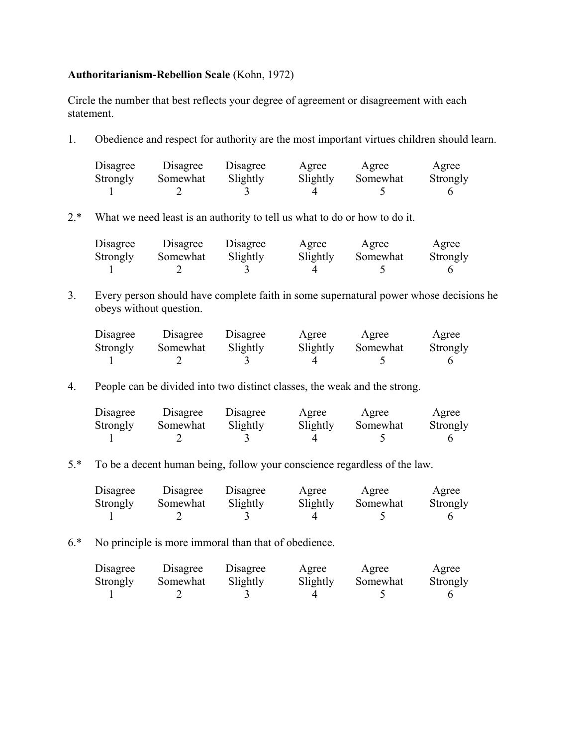**Authoritarianism-Rebellion Scale** (Kohn, 1972)

Circle the number that best reflects your degree of agreement or disagreement with each statement.

1. Obedience and respect for authority are the most important virtues children should learn.

| Disagree Strongly | Disagree Somewhat | Disagree Slightly | Agree Slightly | Agree Somewhat | Agree Strongly |
|---|---|---|---|---|---|
| 1 | 2 | 3 | 4 | 5 | 6 |

2.* What we need least is an authority to tell us what to do or how to do it.

| Disagree Strongly | Disagree Somewhat | Disagree Slightly | Agree Slightly | Agree Somewhat | Agree Strongly |
|---|---|---|---|---|---|
| 1 | 2 | 3 | 4 | 5 | 6 |

3. Every person should have complete faith in some supernatural power whose decisions he obeys without question.

| Disagree Strongly | Disagree Somewhat | Disagree Slightly | Agree Slightly | Agree Somewhat | Agree Strongly |
|---|---|---|---|---|---|
| 1 | 2 | 3 | 4 | 5 | 6 |

4. People can be divided into two distinct classes, the weak and the strong.

| Disagree Strongly | Disagree Somewhat | Disagree Slightly | Agree Slightly | Agree Somewhat | Agree Strongly |
|---|---|---|---|---|---|
| 1 | 2 | 3 | 4 | 5 | 6 |

5.* To be a decent human being, follow your conscience regardless of the law.

| Disagree Strongly | Disagree Somewhat | Disagree Slightly | Agree Slightly | Agree Somewhat | Agree Strongly |
|---|---|---|---|---|---|
| 1 | 2 | 3 | 4 | 5 | 6 |

6.* No principle is more immoral than that of obedience.

| Disagree Strongly | Disagree Somewhat | Disagree Slightly | Agree Slightly | Agree Somewhat | Agree Strongly |
|---|---|---|---|---|---|
| 1 | 2 | 3 | 4 | 5 | 6 |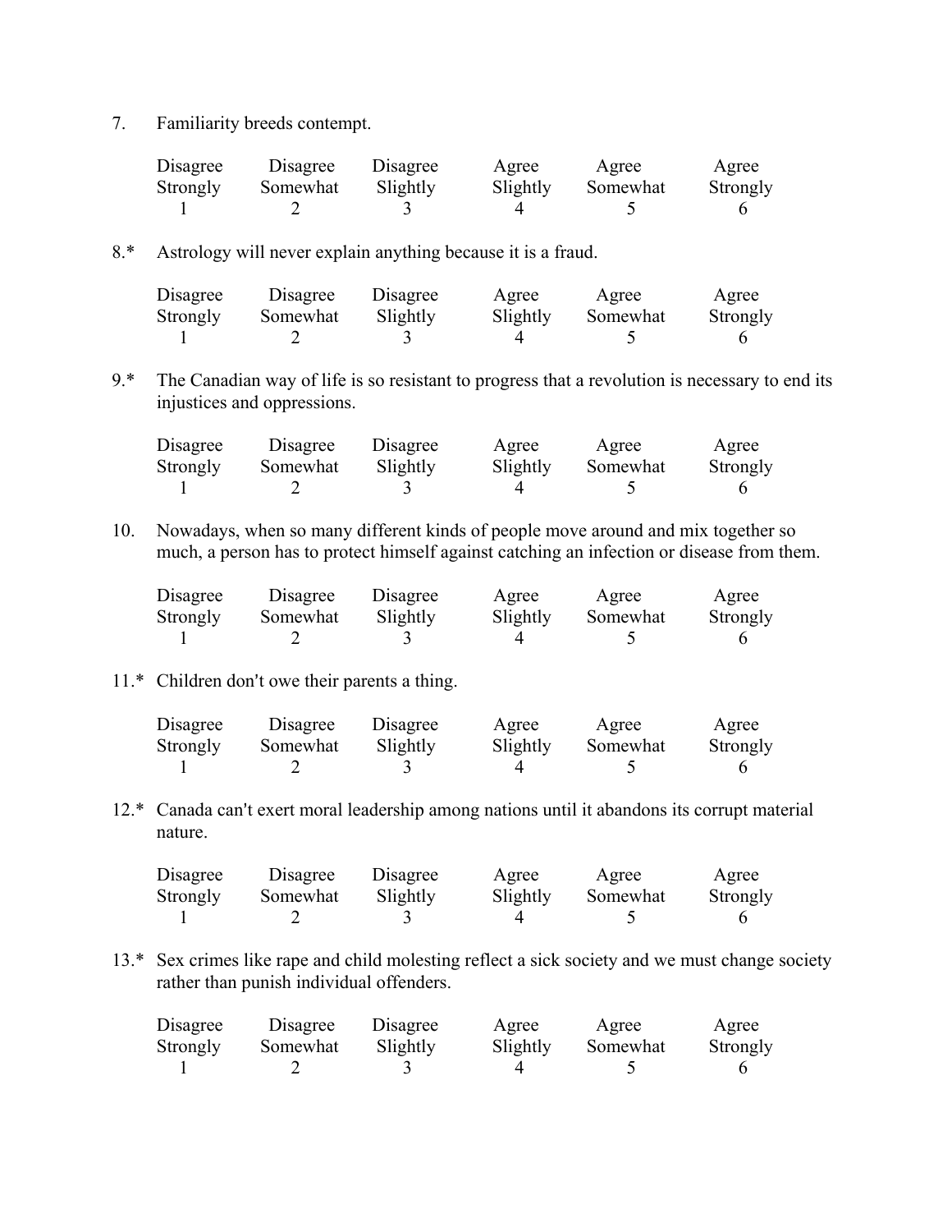7. Familiarity breeds contempt.

| Disagree Strongly | Disagree Somewhat | Disagree Slightly | Agree Slightly | Agree Somewhat | Agree Strongly |
|---|---|---|---|---|---|
| 1 | 2 | 3 | 4 | 5 | 6 |

8.* Astrology will never explain anything because it is a fraud.

| Disagree Strongly | Disagree Somewhat | Disagree Slightly | Agree Slightly | Agree Somewhat | Agree Strongly |
|---|---|---|---|---|---|
| 1 | 2 | 3 | 4 | 5 | 6 |

9.* The Canadian way of life is so resistant to progress that a revolution is necessary to end its injustices and oppressions.

| Disagree Strongly | Disagree Somewhat | Disagree Slightly | Agree Slightly | Agree Somewhat | Agree Strongly |
|---|---|---|---|---|---|
| 1 | 2 | 3 | 4 | 5 | 6 |

10. Nowadays, when so many different kinds of people move around and mix together so much, a person has to protect himself against catching an infection or disease from them.

| Disagree Strongly | Disagree Somewhat | Disagree Slightly | Agree Slightly | Agree Somewhat | Agree Strongly |
|---|---|---|---|---|---|
| 1 | 2 | 3 | 4 | 5 | 6 |

11.* Children don't owe their parents a thing.

| Disagree Strongly | Disagree Somewhat | Disagree Slightly | Agree Slightly | Agree Somewhat | Agree Strongly |
|---|---|---|---|---|---|
| 1 | 2 | 3 | 4 | 5 | 6 |

12.* Canada can't exert moral leadership among nations until it abandons its corrupt material nature.

| Disagree Strongly | Disagree Somewhat | Disagree Slightly | Agree Slightly | Agree Somewhat | Agree Strongly |
|---|---|---|---|---|---|
| 1 | 2 | 3 | 4 | 5 | 6 |

13.* Sex crimes like rape and child molesting reflect a sick society and we must change society rather than punish individual offenders.

| Disagree Strongly | Disagree Somewhat | Disagree Slightly | Agree Slightly | Agree Somewhat | Agree Strongly |
|---|---|---|---|---|---|
| 1 | 2 | 3 | 4 | 5 | 6 |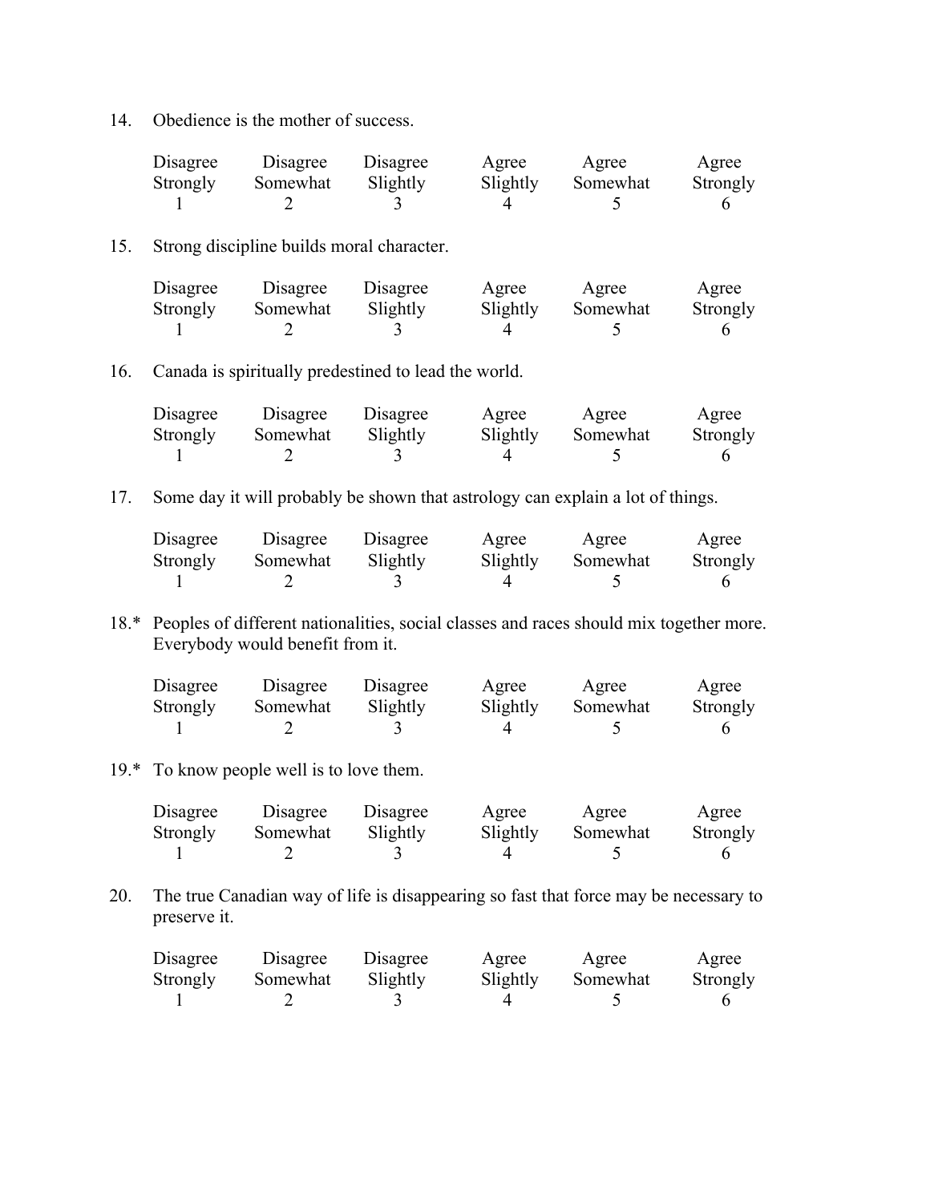14. Obedience is the mother of success.

| Disagree Strongly | Disagree Somewhat | Disagree Slightly | Agree Slightly | Agree Somewhat | Agree Strongly |
|---|---|---|---|---|---|
| 1 | 2 | 3 | 4 | 5 | 6 |

15. Strong discipline builds moral character.

| Disagree Strongly | Disagree Somewhat | Disagree Slightly | Agree Slightly | Agree Somewhat | Agree Strongly |
|---|---|---|---|---|---|
| 1 | 2 | 3 | 4 | 5 | 6 |

16. Canada is spiritually predestined to lead the world.

| Disagree Strongly | Disagree Somewhat | Disagree Slightly | Agree Slightly | Agree Somewhat | Agree Strongly |
|---|---|---|---|---|---|
| 1 | 2 | 3 | 4 | 5 | 6 |

17. Some day it will probably be shown that astrology can explain a lot of things.

| Disagree Strongly | Disagree Somewhat | Disagree Slightly | Agree Slightly | Agree Somewhat | Agree Strongly |
|---|---|---|---|---|---|
| 1 | 2 | 3 | 4 | 5 | 6 |

18.* Peoples of different nationalities, social classes and races should mix together more. Everybody would benefit from it.

| Disagree Strongly | Disagree Somewhat | Disagree Slightly | Agree Slightly | Agree Somewhat | Agree Strongly |
|---|---|---|---|---|---|
| 1 | 2 | 3 | 4 | 5 | 6 |

19.* To know people well is to love them.

| Disagree Strongly | Disagree Somewhat | Disagree Slightly | Agree Slightly | Agree Somewhat | Agree Strongly |
|---|---|---|---|---|---|
| 1 | 2 | 3 | 4 | 5 | 6 |

20. The true Canadian way of life is disappearing so fast that force may be necessary to preserve it.

| Disagree Strongly | Disagree Somewhat | Disagree Slightly | Agree Slightly | Agree Somewhat | Agree Strongly |
|---|---|---|---|---|---|
| 1 | 2 | 3 | 4 | 5 | 6 |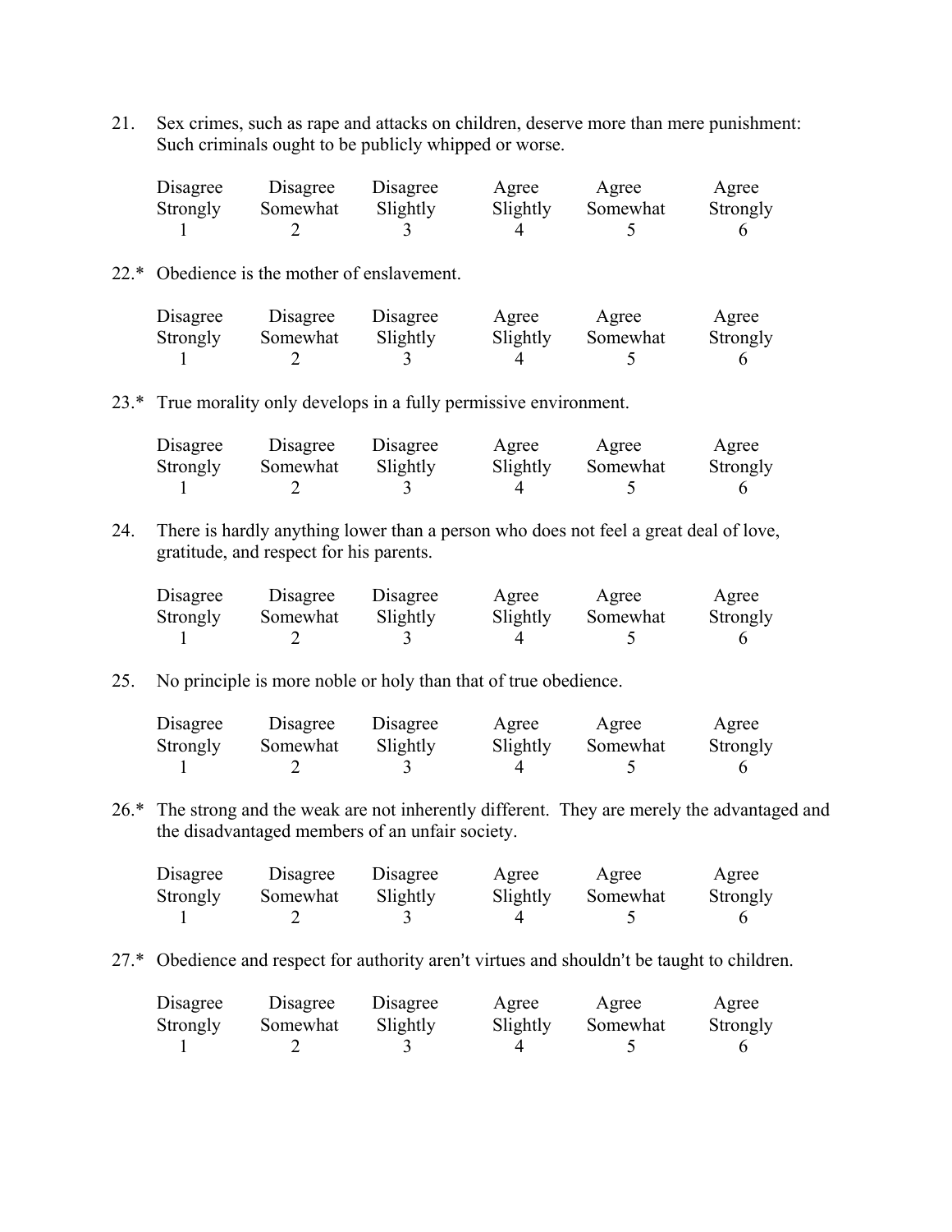21. Sex crimes, such as rape and attacks on children, deserve more than mere punishment: Such criminals ought to be publicly whipped or worse.

| Disagree Strongly | Disagree Somewhat | Disagree Slightly | Agree Slightly | Agree Somewhat | Agree Strongly |
|---|---|---|---|---|---|
| 1 | 2 | 3 | 4 | 5 | 6 |

22.* Obedience is the mother of enslavement.

| Disagree Strongly | Disagree Somewhat | Disagree Slightly | Agree Slightly | Agree Somewhat | Agree Strongly |
|---|---|---|---|---|---|
| 1 | 2 | 3 | 4 | 5 | 6 |

23.* True morality only develops in a fully permissive environment.

| Disagree Strongly | Disagree Somewhat | Disagree Slightly | Agree Slightly | Agree Somewhat | Agree Strongly |
|---|---|---|---|---|---|
| 1 | 2 | 3 | 4 | 5 | 6 |

24. There is hardly anything lower than a person who does not feel a great deal of love, gratitude, and respect for his parents.

| Disagree Strongly | Disagree Somewhat | Disagree Slightly | Agree Slightly | Agree Somewhat | Agree Strongly |
|---|---|---|---|---|---|
| 1 | 2 | 3 | 4 | 5 | 6 |

25. No principle is more noble or holy than that of true obedience.

| Disagree Strongly | Disagree Somewhat | Disagree Slightly | Agree Slightly | Agree Somewhat | Agree Strongly |
|---|---|---|---|---|---|
| 1 | 2 | 3 | 4 | 5 | 6 |

26.* The strong and the weak are not inherently different. They are merely the advantaged and the disadvantaged members of an unfair society.

| Disagree Strongly | Disagree Somewhat | Disagree Slightly | Agree Slightly | Agree Somewhat | Agree Strongly |
|---|---|---|---|---|---|
| 1 | 2 | 3 | 4 | 5 | 6 |

27.* Obedience and respect for authority aren't virtues and shouldn't be taught to children.

| Disagree Strongly | Disagree Somewhat | Disagree Slightly | Agree Slightly | Agree Somewhat | Agree Strongly |
|---|---|---|---|---|---|
| 1 | 2 | 3 | 4 | 5 | 6 |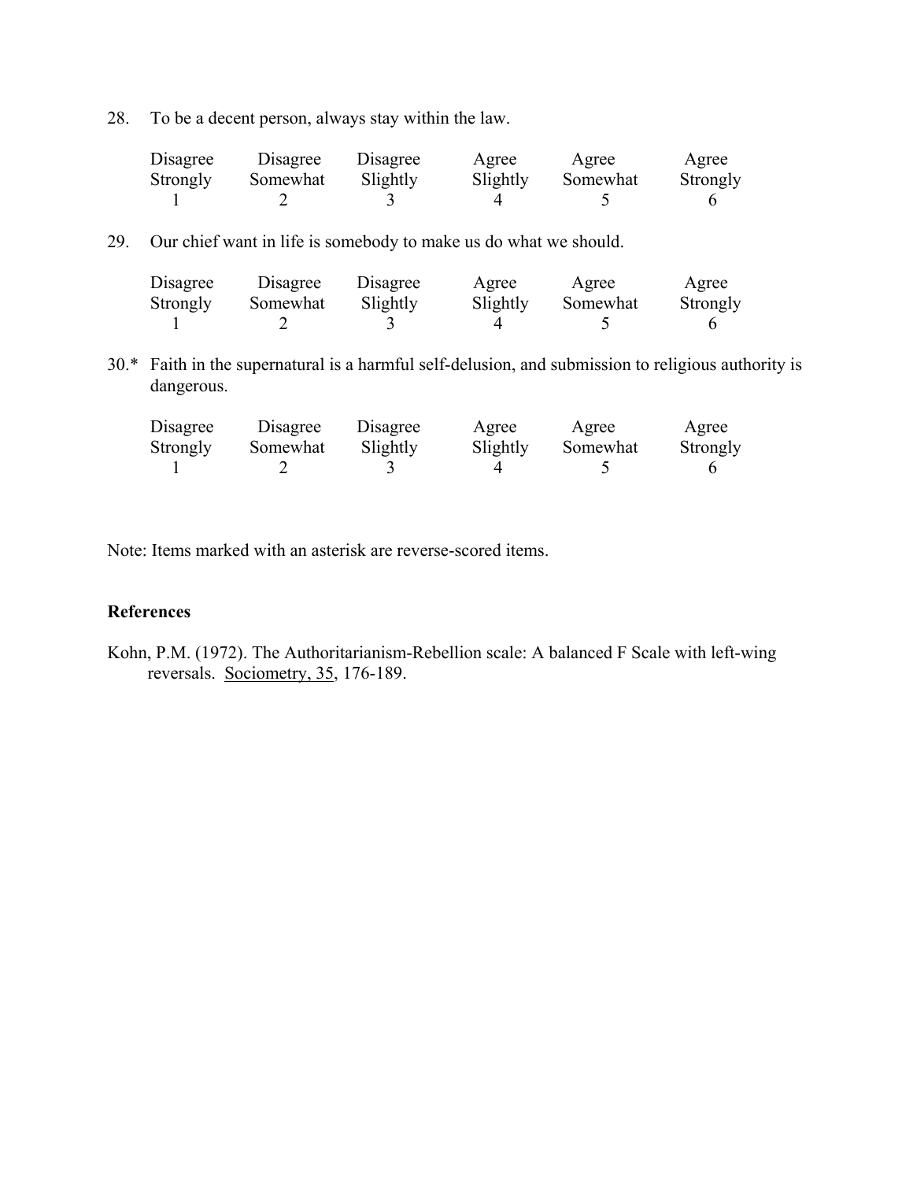28. To be a decent person, always stay within the law.

| Disagree Strongly | Disagree Somewhat | Disagree Slightly | Agree Slightly | Agree Somewhat | Agree Strongly |
|---|---|---|---|---|---|
| 1 | 2 | 3 | 4 | 5 | 6 |

29. Our chief want in life is somebody to make us do what we should.

| Disagree Strongly | Disagree Somewhat | Disagree Slightly | Agree Slightly | Agree Somewhat | Agree Strongly |
|---|---|---|---|---|---|
| 1 | 2 | 3 | 4 | 5 | 6 |

30.* Faith in the supernatural is a harmful self-delusion, and submission to religious authority is dangerous.

| Disagree Strongly | Disagree Somewhat | Disagree Slightly | Agree Slightly | Agree Somewhat | Agree Strongly |
|---|---|---|---|---|---|
| 1 | 2 | 3 | 4 | 5 | 6 |

Note: Items marked with an asterisk are reverse-scored items.

**References**

Kohn, P.M. (1972). The Authoritarianism-Rebellion scale: A balanced F Scale with left-wing reversals. Sociometry, 35, 176-189.